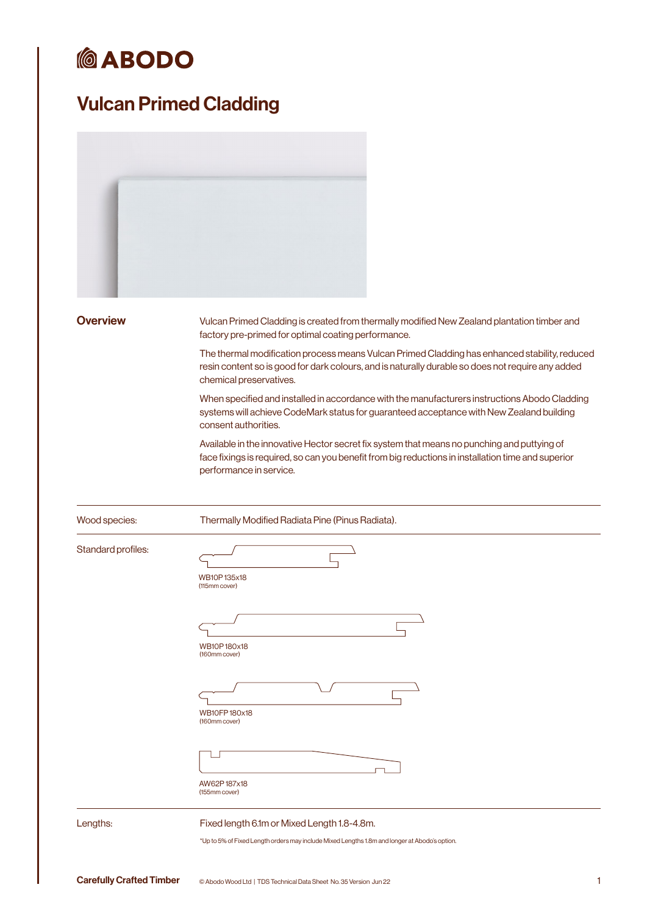# ABODO

## Vulcan Primed Cladding

### Overview

Vulcan Primed Cladding is created from thermally modified New Zealand plantation timber and factory pre-primed for optimal coating performance.

The thermal modification process means Vulcan Primed Cladding has enhanced stability, reduced resin content so is good for dark colours, and is naturally durable so does not require any added chemical preservatives.

When specified and installed in accordance with the manufacturers instructions Abodo Cladding systems will achieve CodeMark status for guaranteed acceptance with New Zealand building consent authorities.

Available in the innovative Hector secret fix system that means no punching and puttying of face fixings is required, so can you benefit from big reductions in installation time and superior performance in service.

| | |
|---|---|
| Wood species: | Thermally Modified Radiata Pine (Pinus Radiata). |
| Standard profiles: | WB10P 135x18 (115mm cover)<br>WB10P 180x18 (160mm cover)<br>WB10FP 180x18 (160mm cover)<br>AW62P 187x18 (155mm cover) |
| Lengths: | Fixed length 6.1m or Mixed Length 1.8-4.8m.<br>*Up to 5% of Fixed Length orders may include Mixed Lengths 1.8m and longer at Abodo's option. |

**Carefully Crafted Timber**

© Abodo Wood Ltd | TDS Technical Data Sheet No. 35 Version Jun 22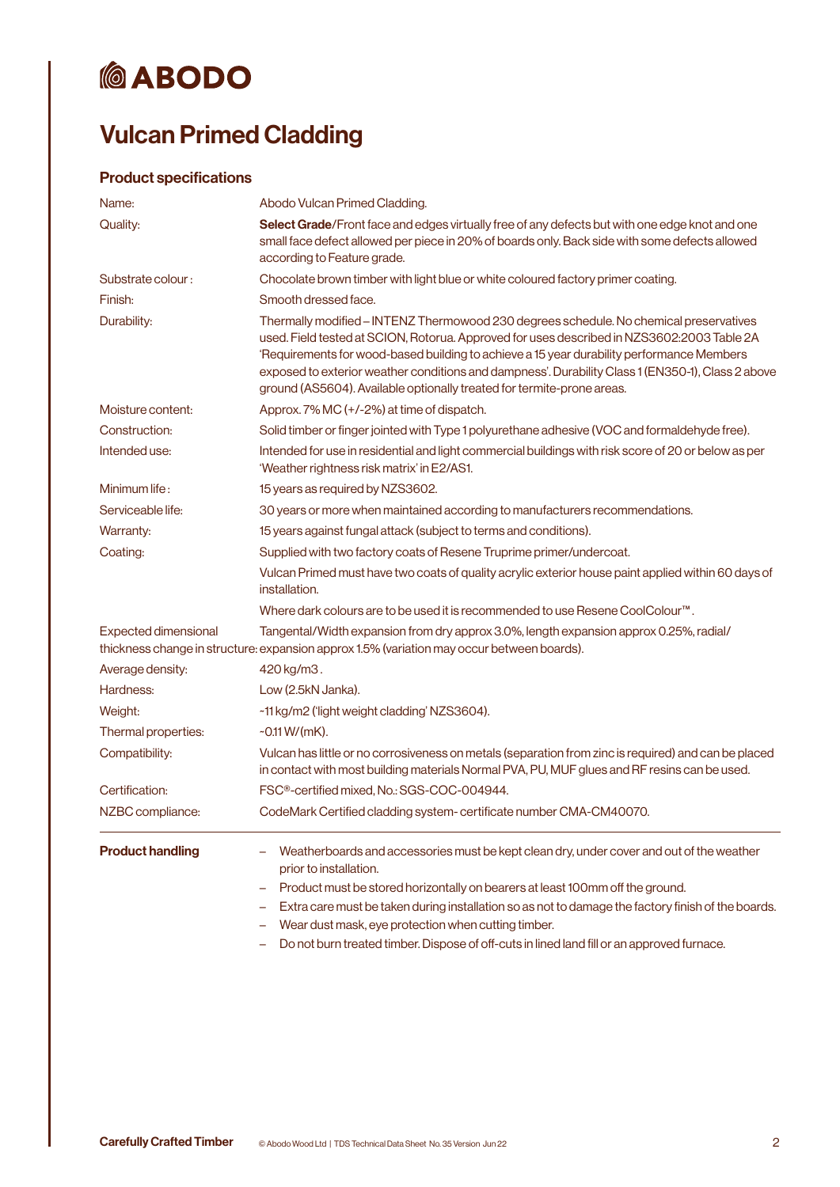# ABODO

# Vulcan Primed Cladding

## Product specifications

| | |
|---|---|
| Name: | Abodo Vulcan Primed Cladding. |
| Quality: | **Select Grade**/Front face and edges virtually free of any defects but with one edge knot and one small face defect allowed per piece in 20% of boards only. Back side with some defects allowed according to Feature grade. |
| Substrate colour : | Chocolate brown timber with light blue or white coloured factory primer coating. |
| Finish: | Smooth dressed face. |
| Durability: | Thermally modified – INTENZ Thermowood 230 degrees schedule. No chemical preservatives used. Field tested at SCION, Rotorua. Approved for uses described in NZS3602:2003 Table 2A 'Requirements for wood-based building to achieve a 15 year durability performance Members exposed to exterior weather conditions and dampness'. Durability Class 1 (EN350-1), Class 2 above ground (AS5604). Available optionally treated for termite-prone areas. |
| Moisture content: | Approx. 7% MC (+/-2%) at time of dispatch. |
| Construction: | Solid timber or finger jointed with Type 1 polyurethane adhesive (VOC and formaldehyde free). |
| Intended use: | Intended for use in residential and light commercial buildings with risk score of 20 or below as per 'Weather rightness risk matrix' in E2/AS1. |
| Minimum life : | 15 years as required by NZS3602. |
| Serviceable life: | 30 years or more when maintained according to manufacturers recommendations. |
| Warranty: | 15 years against fungal attack (subject to terms and conditions). |
| Coating: | Supplied with two factory coats of Resene Truprime primer/undercoat. |
| | Vulcan Primed must have two coats of quality acrylic exterior house paint applied within 60 days of installation. |
| | Where dark colours are to be used it is recommended to use Resene CoolColour™. |
| Expected dimensional thickness change in structure: | Tangental/Width expansion from dry approx 3.0%, length expansion approx 0.25%, radial/ expansion approx 1.5% (variation may occur between boards). |
| Average density: | 420 kg/m3 . |
| Hardness: | Low (2.5kN Janka). |
| Weight: | ~11 kg/m2 ('light weight cladding' NZS3604). |
| Thermal properties: | ~0.11 W/(mK). |
| Compatibility: | Vulcan has little or no corrosiveness on metals (separation from zinc is required) and can be placed in contact with most building materials Normal PVA, PU, MUF glues and RF resins can be used. |
| Certification: | FSC®-certified mixed, No.: SGS-COC-004944. |
| NZBC compliance: | CodeMark Certified cladding system- certificate number CMA-CM40070. |

## Product handling

- Weatherboards and accessories must be kept clean dry, under cover and out of the weather prior to installation.
- Product must be stored horizontally on bearers at least 100mm off the ground.
- Extra care must be taken during installation so as not to damage the factory finish of the boards.
- Wear dust mask, eye protection when cutting timber.
- Do not burn treated timber. Dispose of off-cuts in lined land fill or an approved furnace.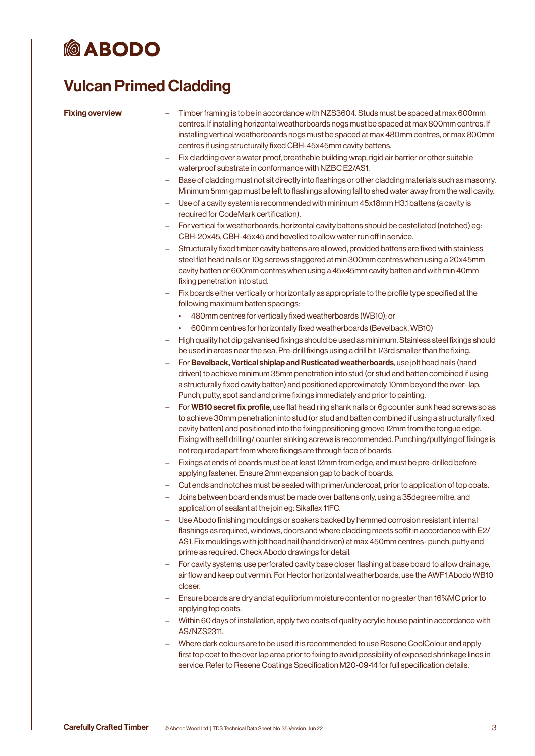# ABODO

## Vulcan Primed Cladding

**Fixing overview**

- Timber framing is to be in accordance with NZS3604. Studs must be spaced at max 600mm centres. If installing horizontal weatherboards nogs must be spaced at max 800mm centres. If installing vertical weatherboards nogs must be spaced at max 480mm centres, or max 800mm centres if using structurally fixed CBH-45x45mm cavity battens.
- Fix cladding over a water proof, breathable building wrap, rigid air barrier or other suitable waterproof substrate in conformance with NZBC E2/AS1.
- Base of cladding must not sit directly into flashings or other cladding materials such as masonry. Minimum 5mm gap must be left to flashings allowing fall to shed water away from the wall cavity.
- Use of a cavity system is recommended with minimum 45x18mm H3.1 battens (a cavity is required for CodeMark certification).
- For vertical fix weatherboards, horizontal cavity battens should be castellated (notched) eg: CBH-20x45, CBH-45x45 and bevelled to allow water run off in service.
- Structurally fixed timber cavity battens are allowed, provided battens are fixed with stainless steel flat head nails or 10g screws staggered at min 300mm centres when using a 20x45mm cavity batten or 600mm centres when using a 45x45mm cavity batten and with min 40mm fixing penetration into stud.
- Fix boards either vertically or horizontally as appropriate to the profile type specified at the following maximum batten spacings:
  - 480mm centres for vertically fixed weatherboards (WB10); or
  - 600mm centres for horizontally fixed weatherboards (Bevelback, WB10)
- High quality hot dip galvanised fixings should be used as minimum. Stainless steel fixings should be used in areas near the sea. Pre-drill fixings using a drill bit 1/3rd smaller than the fixing.
- For **Bevelback, Vertical shiplap and Rusticated weatherboards**, use jolt head nails (hand driven) to achieve minimum 35mm penetration into stud (or stud and batten combined if using a structurally fixed cavity batten) and positioned approximately 10mm beyond the over- lap. Punch, putty, spot sand and prime fixings immediately and prior to painting.
- For **WB10 secret fix profile**, use flat head ring shank nails or 6g counter sunk head screws so as to achieve 30mm penetration into stud (or stud and batten combined if using a structurally fixed cavity batten) and positioned into the fixing positioning groove 12mm from the tongue edge. Fixing with self drilling/ counter sinking screws is recommended. Punching/puttying of fixings is not required apart from where fixings are through face of boards.
- Fixings at ends of boards must be at least 12mm from edge, and must be pre-drilled before applying fastener. Ensure 2mm expansion gap to back of boards.
- Cut ends and notches must be sealed with primer/undercoat, prior to application of top coats.
- Joins between board ends must be made over battens only, using a 35degree mitre, and application of sealant at the join eg: Sikaflex 11FC.
- Use Abodo finishing mouldings or soakers backed by hemmed corrosion resistant internal flashings as required, windows, doors and where cladding meets soffit in accordance with E2/AS1. Fix mouldings with jolt head nail (hand driven) at max 450mm centres- punch, putty and prime as required. Check Abodo drawings for detail.
- For cavity systems, use perforated cavity base closer flashing at base board to allow drainage, air flow and keep out vermin. For Hector horizontal weatherboards, use the AWF1 Abodo WB10 closer.
- Ensure boards are dry and at equilibrium moisture content or no greater than 16%MC prior to applying top coats.
- Within 60 days of installation, apply two coats of quality acrylic house paint in accordance with AS/NZS2311.
- Where dark colours are to be used it is recommended to use Resene CoolColour and apply first top coat to the over lap area prior to fixing to avoid possibility of exposed shrinkage lines in service. Refer to Resene Coatings Specification M20-09-14 for full specification details.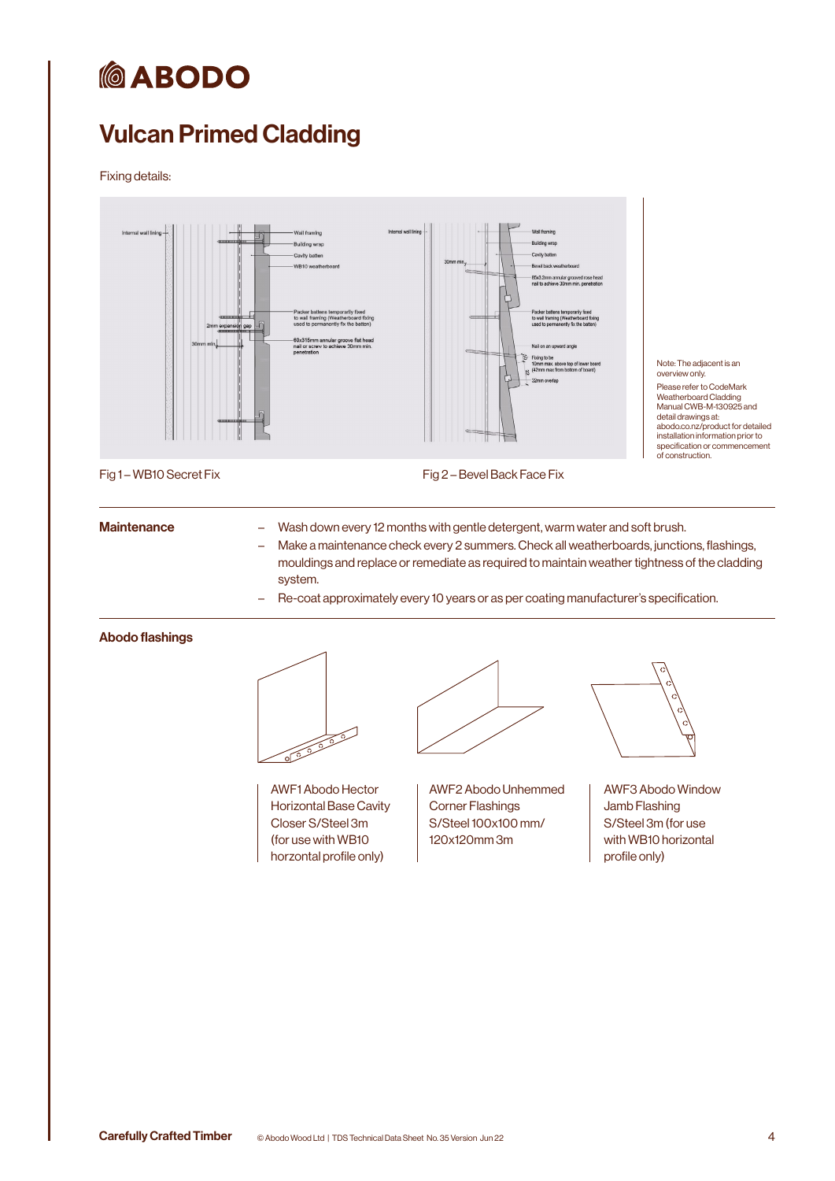# Vulcan Primed Cladding

Fixing details:

Fig 1 – WB10 Secret Fix

Fig 2 – Bevel Back Face Fix

Note: The adjacent is an overview only.

Please refer to CodeMark Weatherboard Cladding Manual CWB-M-130925 and detail drawings at: abodo.co.nz/product for detailed installation information prior to specification or commencement of construction.

**Maintenance**

- Wash down every 12 months with gentle detergent, warm water and soft brush.
- Make a maintenance check every 2 summers. Check all weatherboards, junctions, flashings, mouldings and replace or remediate as required to maintain weather tightness of the cladding system.
- Re-coat approximately every 10 years or as per coating manufacturer's specification.

**Abodo flashings**

AWF1 Abodo Hector Horizontal Base Cavity Closer S/Steel 3m (for use with WB10 horzontal profile only)

AWF2 Abodo Unhemmed Corner Flashings S/Steel 100x100 mm/ 120x120mm 3m

AWF3 Abodo Window Jamb Flashing S/Steel 3m (for use with WB10 horizontal profile only)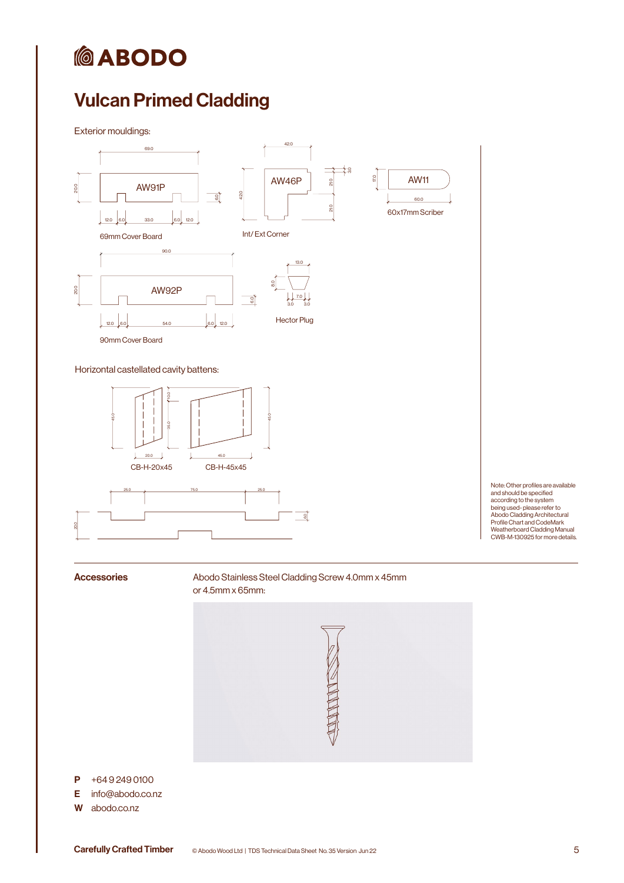# Vulcan Primed Cladding

Exterior mouldings:

69.0

20.0

AW91P

6.0

12.0 6.0 33.0 6.0 12.0

69mm Cover Board

42.0

AW46P

42.0

21.0

21.0

3.0

Int/ Ext Corner

17.0

AW11

60.0

60x17mm Scriber

90.0

20.0

AW92P

6.0

12.0 6.0 54.0 6.0 12.0

90mm Cover Board

13.0

8.0

7.0

3.0 3.0

Hector Plug

Horizontal castellated cavity battens:

45.0

10.0

35.0

20.0

45.0

45.0

CB-H-20x45

CB-H-45x45

25.0 75.0 25.0

20.0

6.0

Note: Other profiles are available and should be specified according to the system being used- please refer to Abodo Cladding Architectural Profile Chart and CodeMark Weatherboard Cladding Manual CWB-M-130925 for more details.

## Accessories

Abodo Stainless Steel Cladding Screw 4.0mm x 45mm or 4.5mm x 65mm:

**P** +64 9 249 0100
**E** info@abodo.co.nz
**W** abodo.co.nz